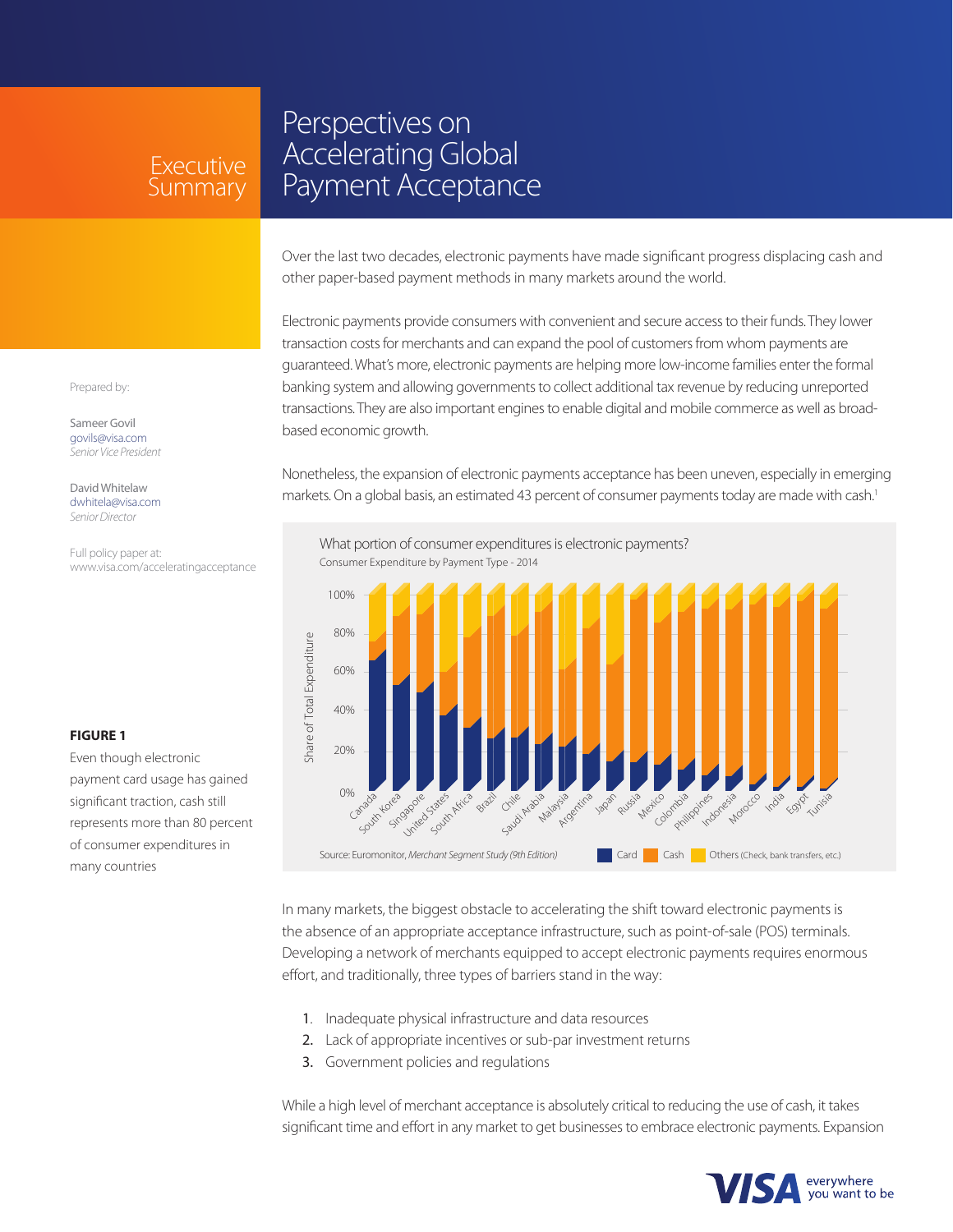# Executive Summary

# Perspectives on Accelerating Global Payment Acceptance

Prepared by:

Sameer Govil
govils@visa.com
*Senior Vice President*

David Whitelaw
dwhitela@visa.com
*Senior Director*

Full policy paper at:
www.visa.com/acceleratingacceptance

Over the last two decades, electronic payments have made significant progress displacing cash and other paper-based payment methods in many markets around the world.

Electronic payments provide consumers with convenient and secure access to their funds. They lower transaction costs for merchants and can expand the pool of customers from whom payments are guaranteed. What's more, electronic payments are helping more low-income families enter the formal banking system and allowing governments to collect additional tax revenue by reducing unreported transactions. They are also important engines to enable digital and mobile commerce as well as broad-based economic growth.

Nonetheless, the expansion of electronic payments acceptance has been uneven, especially in emerging markets. On a global basis, an estimated 43 percent of consumer payments today are made with cash.[1]

What portion of consumer expenditures is electronic payments?
Consumer Expenditure by Payment Type - 2014

Share of Total Expenditure: 0%, 20%, 40%, 60%, 80%, 100%

Canada, South Korea, Singapore, United States, South Africa, Brazil, Chile, Saudi Arabia, Malaysia, Argentina, Japan, Russia, Mexico, Colombia, Philippines, Indonesia, Morocco, India, Egypt, Tunisia

Source: Euromonitor, *Merchant Segment Study (9th Edition)*

Card | Cash | Others (Check, bank transfers, etc.)

**FIGURE 1**

Even though electronic payment card usage has gained significant traction, cash still represents more than 80 percent of consumer expenditures in many countries

In many markets, the biggest obstacle to accelerating the shift toward electronic payments is the absence of an appropriate acceptance infrastructure, such as point-of-sale (POS) terminals. Developing a network of merchants equipped to accept electronic payments requires enormous effort, and traditionally, three types of barriers stand in the way:

1. Inadequate physical infrastructure and data resources
2. Lack of appropriate incentives or sub-par investment returns
3. Government policies and regulations

While a high level of merchant acceptance is absolutely critical to reducing the use of cash, it takes significant time and effort in any market to get businesses to embrace electronic payments. Expansion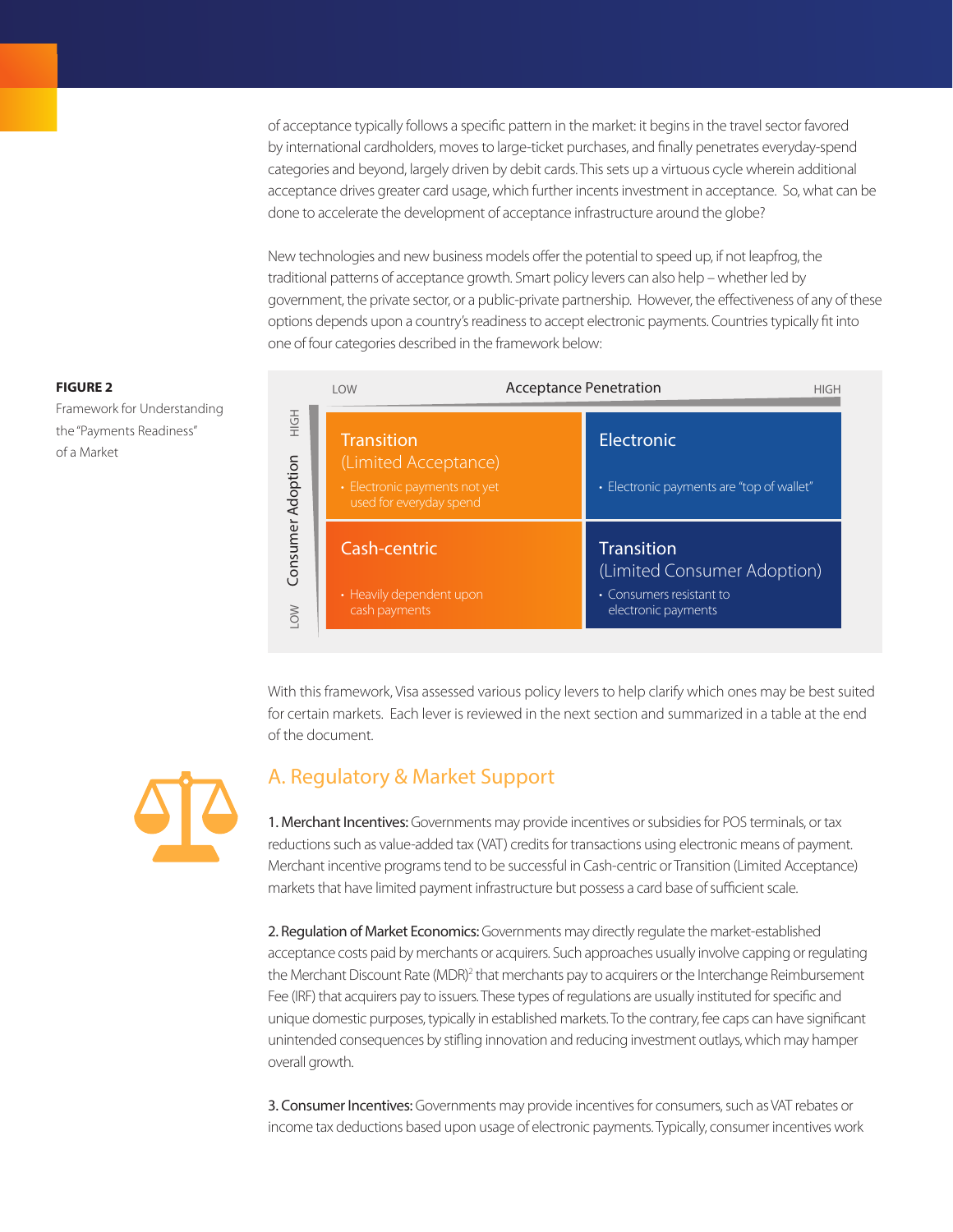of acceptance typically follows a specific pattern in the market: it begins in the travel sector favored by international cardholders, moves to large-ticket purchases, and finally penetrates everyday-spend categories and beyond, largely driven by debit cards. This sets up a virtuous cycle wherein additional acceptance drives greater card usage, which further incents investment in acceptance. So, what can be done to accelerate the development of acceptance infrastructure around the globe?

New technologies and new business models offer the potential to speed up, if not leapfrog, the traditional patterns of acceptance growth. Smart policy levers can also help – whether led by government, the private sector, or a public-private partnership. However, the effectiveness of any of these options depends upon a country's readiness to accept electronic payments. Countries typically fit into one of four categories described in the framework below:

**FIGURE 2**

Framework for Understanding the "Payments Readiness" of a Market

| Consumer Adoption \ Acceptance Penetration | LOW | HIGH |
|---|---|---|
| HIGH | **Transition (Limited Acceptance)** • Electronic payments not yet used for everyday spend | **Electronic** • Electronic payments are "top of wallet" |
| LOW | **Cash-centric** • Heavily dependent upon cash payments | **Transition (Limited Consumer Adoption)** • Consumers resistant to electronic payments |

With this framework, Visa assessed various policy levers to help clarify which ones may be best suited for certain markets. Each lever is reviewed in the next section and summarized in a table at the end of the document.

## A. Regulatory & Market Support

**1. Merchant Incentives:** Governments may provide incentives or subsidies for POS terminals, or tax reductions such as value-added tax (VAT) credits for transactions using electronic means of payment. Merchant incentive programs tend to be successful in Cash-centric or Transition (Limited Acceptance) markets that have limited payment infrastructure but possess a card base of sufficient scale.

**2. Regulation of Market Economics:** Governments may directly regulate the market-established acceptance costs paid by merchants or acquirers. Such approaches usually involve capping or regulating the Merchant Discount Rate (MDR)[2] that merchants pay to acquirers or the Interchange Reimbursement Fee (IRF) that acquirers pay to issuers. These types of regulations are usually instituted for specific and unique domestic purposes, typically in established markets. To the contrary, fee caps can have significant unintended consequences by stifling innovation and reducing investment outlays, which may hamper overall growth.

**3. Consumer Incentives:** Governments may provide incentives for consumers, such as VAT rebates or income tax deductions based upon usage of electronic payments. Typically, consumer incentives work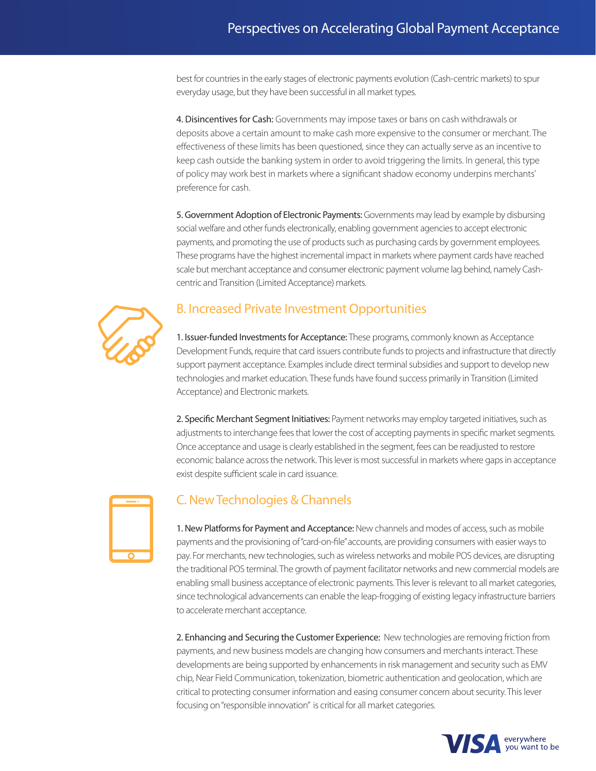best for countries in the early stages of electronic payments evolution (Cash-centric markets) to spur everyday usage, but they have been successful in all market types.

**4. Disincentives for Cash:** Governments may impose taxes or bans on cash withdrawals or deposits above a certain amount to make cash more expensive to the consumer or merchant. The effectiveness of these limits has been questioned, since they can actually serve as an incentive to keep cash outside the banking system in order to avoid triggering the limits. In general, this type of policy may work best in markets where a significant shadow economy underpins merchants' preference for cash.

**5. Government Adoption of Electronic Payments:** Governments may lead by example by disbursing social welfare and other funds electronically, enabling government agencies to accept electronic payments, and promoting the use of products such as purchasing cards by government employees. These programs have the highest incremental impact in markets where payment cards have reached scale but merchant acceptance and consumer electronic payment volume lag behind, namely Cash-centric and Transition (Limited Acceptance) markets.

## B. Increased Private Investment Opportunities

**1. Issuer-funded Investments for Acceptance:** These programs, commonly known as Acceptance Development Funds, require that card issuers contribute funds to projects and infrastructure that directly support payment acceptance. Examples include direct terminal subsidies and support to develop new technologies and market education. These funds have found success primarily in Transition (Limited Acceptance) and Electronic markets.

**2. Specific Merchant Segment Initiatives:** Payment networks may employ targeted initiatives, such as adjustments to interchange fees that lower the cost of accepting payments in specific market segments. Once acceptance and usage is clearly established in the segment, fees can be readjusted to restore economic balance across the network. This lever is most successful in markets where gaps in acceptance exist despite sufficient scale in card issuance.

## C. New Technologies & Channels

**1. New Platforms for Payment and Acceptance:** New channels and modes of access, such as mobile payments and the provisioning of "card-on-file" accounts, are providing consumers with easier ways to pay. For merchants, new technologies, such as wireless networks and mobile POS devices, are disrupting the traditional POS terminal. The growth of payment facilitator networks and new commercial models are enabling small business acceptance of electronic payments. This lever is relevant to all market categories, since technological advancements can enable the leap-frogging of existing legacy infrastructure barriers to accelerate merchant acceptance.

**2. Enhancing and Securing the Customer Experience:** New technologies are removing friction from payments, and new business models are changing how consumers and merchants interact. These developments are being supported by enhancements in risk management and security such as EMV chip, Near Field Communication, tokenization, biometric authentication and geolocation, which are critical to protecting consumer information and easing consumer concern about security. This lever focusing on "responsible innovation" is critical for all market categories.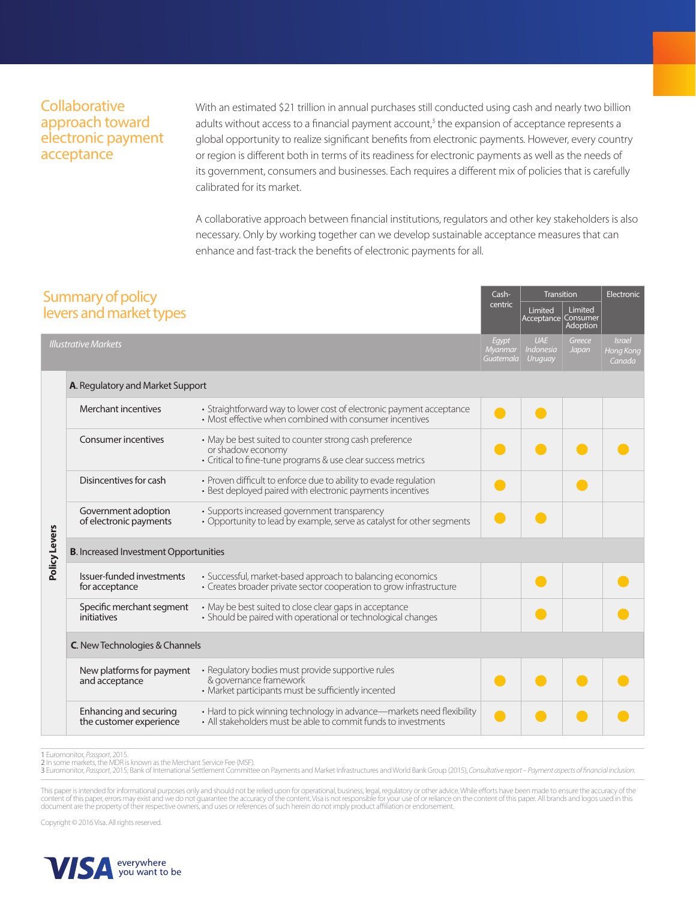## Collaborative approach toward electronic payment acceptance

With an estimated $21 trillion in annual purchases still conducted using cash and nearly two billion adults without access to a financial payment account,[3] the expansion of acceptance represents a global opportunity to realize significant benefits from electronic payments. However, every country or region is different both in terms of its readiness for electronic payments as well as the needs of its government, consumers and businesses. Each requires a different mix of policies that is carefully calibrated for its market.

A collaborative approach between financial institutions, regulators and other key stakeholders is also necessary. Only by working together can we develop sustainable acceptance measures that can enhance and fast-track the benefits of electronic payments for all.

## Summary of policy levers and market types

| | | | Cash-centric | Transition | | Electronic |
|---|---|---|---|---|---|---|
| | | | | Limited Acceptance | Limited Consumer Adoption | |
| *Illustrative Markets* | | | *Egypt Myanmar Guatemala* | *UAE Indonesia Uruguay* | *Greece Japan* | *Israel Hong Kong Canada* |
| **Policy Levers** | **A.** Regulatory and Market Support | | | | | |
| | Merchant incentives | • Straightforward way to lower cost of electronic payment acceptance<br>• Most effective when combined with consumer incentives | ● | ● | | |
| | Consumer incentives | • May be best suited to counter strong cash preference or shadow economy<br>• Critical to fine-tune programs & use clear success metrics | ● | ● | ● | ● |
| | Disincentives for cash | • Proven difficult to enforce due to ability to evade regulation<br>• Best deployed paired with electronic payments incentives | ● | | ● | |
| | Government adoption of electronic payments | • Supports increased government transparency<br>• Opportunity to lead by example, serve as catalyst for other segments | ● | ● | | |
| | **B.** Increased Investment Opportunities | | | | | |
| | Issuer-funded investments for acceptance | • Successful, market-based approach to balancing economics<br>• Creates broader private sector cooperation to grow infrastructure | | ● | | ● |
| | Specific merchant segment initiatives | • May be best suited to close clear gaps in acceptance<br>• Should be paired with operational or technological changes | | ● | | ● |
| | **C.** New Technologies & Channels | | | | | |
| | New platforms for payment and acceptance | • Regulatory bodies must provide supportive rules & governance framework<br>• Market participants must be sufficiently incented | ● | ● | ● | ● |
| | Enhancing and securing the customer experience | • Hard to pick winning technology in advance—markets need flexibility<br>• All stakeholders must be able to commit funds to investments | ● | ● | ● | ● |

1 Euromonitor, *Passport*, 2015.
2 In some markets, the MDR is known as the Merchant Service Fee (MSF).
3 Euromonitor, *Passport*, 2015; Bank of International Settlement Committee on Payments and Market Infrastructures and World Bank Group (2015), *Consultative report – Payment aspects of financial inclusion*.

This paper is intended for informational purposes only and should not be relied upon for operational, business, legal, regulatory or other advice. While efforts have been made to ensure the accuracy of the content of this paper, errors may exist and we do not guarantee the accuracy of the content. Visa is not responsible for your use of or reliance on the content of this paper. All brands and logos used in this document are the property of their respective owners, and uses or references of such herein do not imply product affiliation or endorsement.

Copyright © 2016 Visa. All rights reserved.

VISA everywhere you want to be